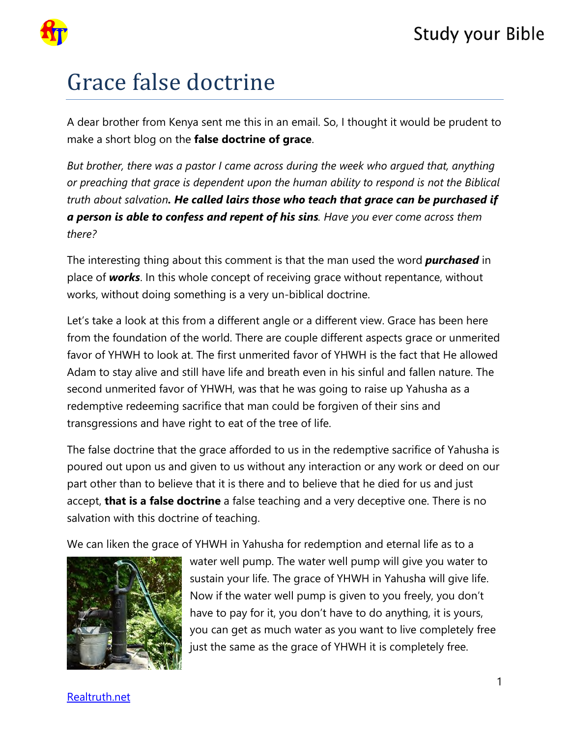# Grace false doctrine

A dear brother from Kenya sent me this in an email. So, I thought it would be prudent to make a short blog on the **false doctrine of grace**.

*But brother, there was a pastor I came across during the week who argued that, anything or preaching that grace is dependent upon the human ability to respond is not the Biblical truth about salvation**. He called lairs those who teach that grace can be purchased if a person is able to confess and repent of his sins**. Have you ever come across them there?*

The interesting thing about this comment is that the man used the word ***purchased*** in place of ***works***. In this whole concept of receiving grace without repentance, without works, without doing something is a very un-biblical doctrine.

Let's take a look at this from a different angle or a different view. Grace has been here from the foundation of the world. There are couple different aspects grace or unmerited favor of YHWH to look at. The first unmerited favor of YHWH is the fact that He allowed Adam to stay alive and still have life and breath even in his sinful and fallen nature. The second unmerited favor of YHWH, was that he was going to raise up Yahusha as a redemptive redeeming sacrifice that man could be forgiven of their sins and transgressions and have right to eat of the tree of life.

The false doctrine that the grace afforded to us in the redemptive sacrifice of Yahusha is poured out upon us and given to us without any interaction or any work or deed on our part other than to believe that it is there and to believe that he died for us and just accept, **that is a false doctrine** a false teaching and a very deceptive one. There is no salvation with this doctrine of teaching.

We can liken the grace of YHWH in Yahusha for redemption and eternal life as to a water well pump. The water well pump will give you water to sustain your life. The grace of YHWH in Yahusha will give life. Now if the water well pump is given to you freely, you don't have to pay for it, you don't have to do anything, it is yours, you can get as much water as you want to live completely free just the same as the grace of YHWH it is completely free.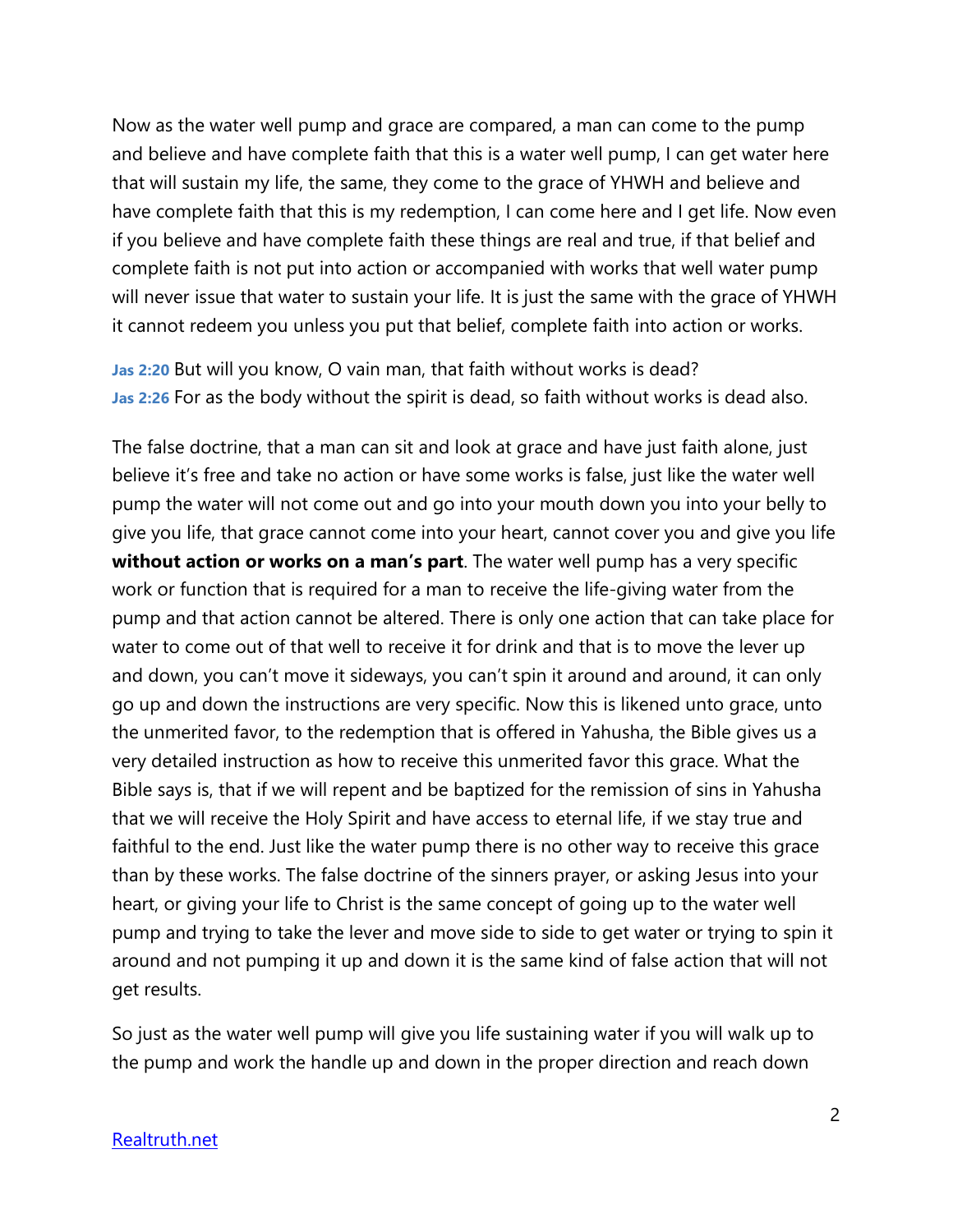Now as the water well pump and grace are compared, a man can come to the pump and believe and have complete faith that this is a water well pump, I can get water here that will sustain my life, the same, they come to the grace of YHWH and believe and have complete faith that this is my redemption, I can come here and I get life. Now even if you believe and have complete faith these things are real and true, if that belief and complete faith is not put into action or accompanied with works that well water pump will never issue that water to sustain your life. It is just the same with the grace of YHWH it cannot redeem you unless you put that belief, complete faith into action or works.

**Jas 2:20** But will you know, O vain man, that faith without works is dead?
**Jas 2:26** For as the body without the spirit is dead, so faith without works is dead also.

The false doctrine, that a man can sit and look at grace and have just faith alone, just believe it's free and take no action or have some works is false, just like the water well pump the water will not come out and go into your mouth down you into your belly to give you life, that grace cannot come into your heart, cannot cover you and give you life **without action or works on a man's part**. The water well pump has a very specific work or function that is required for a man to receive the life-giving water from the pump and that action cannot be altered. There is only one action that can take place for water to come out of that well to receive it for drink and that is to move the lever up and down, you can't move it sideways, you can't spin it around and around, it can only go up and down the instructions are very specific. Now this is likened unto grace, unto the unmerited favor, to the redemption that is offered in Yahusha, the Bible gives us a very detailed instruction as how to receive this unmerited favor this grace. What the Bible says is, that if we will repent and be baptized for the remission of sins in Yahusha that we will receive the Holy Spirit and have access to eternal life, if we stay true and faithful to the end. Just like the water pump there is no other way to receive this grace than by these works. The false doctrine of the sinners prayer, or asking Jesus into your heart, or giving your life to Christ is the same concept of going up to the water well pump and trying to take the lever and move side to side to get water or trying to spin it around and not pumping it up and down it is the same kind of false action that will not get results.

So just as the water well pump will give you life sustaining water if you will walk up to the pump and work the handle up and down in the proper direction and reach down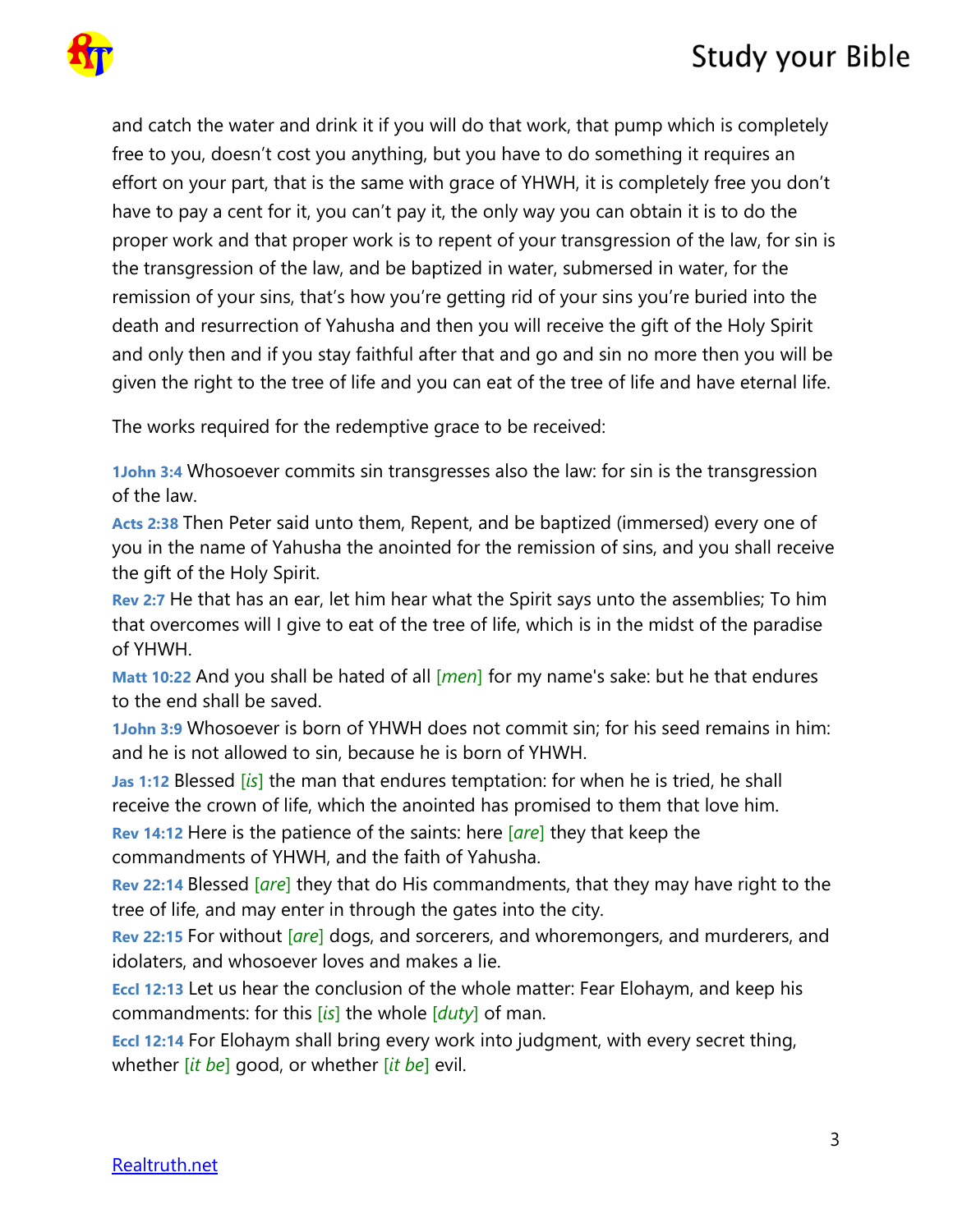and catch the water and drink it if you will do that work, that pump which is completely free to you, doesn't cost you anything, but you have to do something it requires an effort on your part, that is the same with grace of YHWH, it is completely free you don't have to pay a cent for it, you can't pay it, the only way you can obtain it is to do the proper work and that proper work is to repent of your transgression of the law, for sin is the transgression of the law, and be baptized in water, submersed in water, for the remission of your sins, that's how you're getting rid of your sins you're buried into the death and resurrection of Yahusha and then you will receive the gift of the Holy Spirit and only then and if you stay faithful after that and go and sin no more then you will be given the right to the tree of life and you can eat of the tree of life and have eternal life.

The works required for the redemptive grace to be received:

**1John 3:4** Whosoever commits sin transgresses also the law: for sin is the transgression of the law.
**Acts 2:38** Then Peter said unto them, Repent, and be baptized (immersed) every one of you in the name of Yahusha the anointed for the remission of sins, and you shall receive the gift of the Holy Spirit.
**Rev 2:7** He that has an ear, let him hear what the Spirit says unto the assemblies; To him that overcomes will I give to eat of the tree of life, which is in the midst of the paradise of YHWH.
**Matt 10:22** And you shall be hated of all [*men*] for my name's sake: but he that endures to the end shall be saved.
**1John 3:9** Whosoever is born of YHWH does not commit sin; for his seed remains in him: and he is not allowed to sin, because he is born of YHWH.
**Jas 1:12** Blessed [*is*] the man that endures temptation: for when he is tried, he shall receive the crown of life, which the anointed has promised to them that love him.
**Rev 14:12** Here is the patience of the saints: here [*are*] they that keep the commandments of YHWH, and the faith of Yahusha.
**Rev 22:14** Blessed [*are*] they that do His commandments, that they may have right to the tree of life, and may enter in through the gates into the city.
**Rev 22:15** For without [*are*] dogs, and sorcerers, and whoremongers, and murderers, and idolaters, and whosoever loves and makes a lie.
**Eccl 12:13** Let us hear the conclusion of the whole matter: Fear Elohaym, and keep his commandments: for this [*is*] the whole [*duty*] of man.
**Eccl 12:14** For Elohaym shall bring every work into judgment, with every secret thing, whether [*it be*] good, or whether [*it be*] evil.